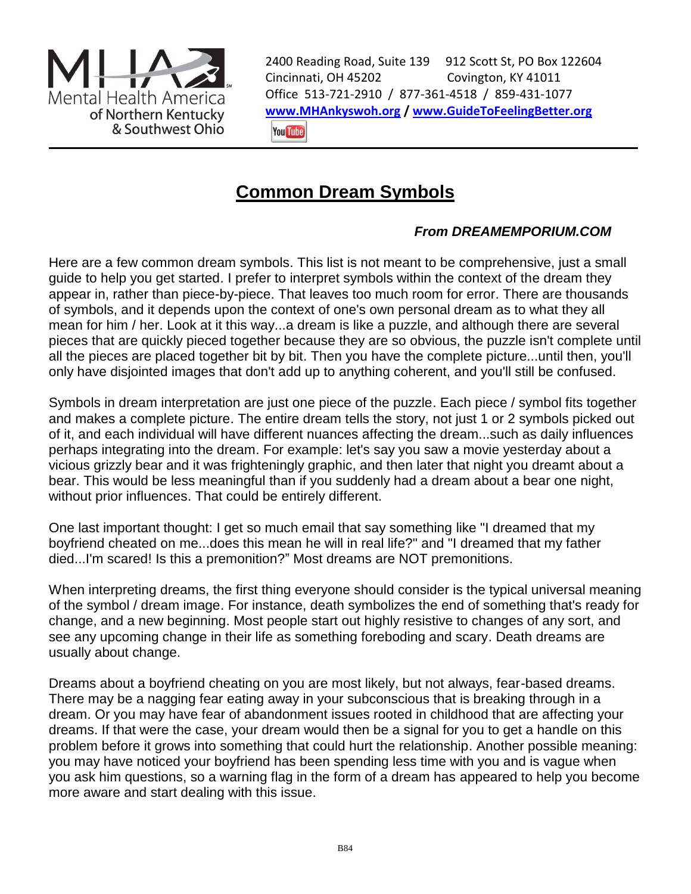Mental Health America of Northern Kentucky & Southwest Ohio

2400 Reading Road, Suite 139 912 Scott St, PO Box 122604
Cincinnati, OH 45202 Covington, KY 41011
Office 513-721-2910 / 877-361-4518 / 859-431-1077
**www.MHAnkyswoh.org / www.GuideToFeelingBetter.org**

# Common Dream Symbols

***From DREAMEMPORIUM.COM***

Here are a few common dream symbols. This list is not meant to be comprehensive, just a small guide to help you get started. I prefer to interpret symbols within the context of the dream they appear in, rather than piece-by-piece. That leaves too much room for error. There are thousands of symbols, and it depends upon the context of one's own personal dream as to what they all mean for him / her. Look at it this way...a dream is like a puzzle, and although there are several pieces that are quickly pieced together because they are so obvious, the puzzle isn't complete until all the pieces are placed together bit by bit. Then you have the complete picture...until then, you'll only have disjointed images that don't add up to anything coherent, and you'll still be confused.

Symbols in dream interpretation are just one piece of the puzzle. Each piece / symbol fits together and makes a complete picture. The entire dream tells the story, not just 1 or 2 symbols picked out of it, and each individual will have different nuances affecting the dream...such as daily influences perhaps integrating into the dream. For example: let's say you saw a movie yesterday about a vicious grizzly bear and it was frighteningly graphic, and then later that night you dreamt about a bear. This would be less meaningful than if you suddenly had a dream about a bear one night, without prior influences. That could be entirely different.

One last important thought: I get so much email that say something like "I dreamed that my boyfriend cheated on me...does this mean he will in real life?" and "I dreamed that my father died...I'm scared! Is this a premonition?" Most dreams are NOT premonitions.

When interpreting dreams, the first thing everyone should consider is the typical universal meaning of the symbol / dream image. For instance, death symbolizes the end of something that's ready for change, and a new beginning. Most people start out highly resistive to changes of any sort, and see any upcoming change in their life as something foreboding and scary. Death dreams are usually about change.

Dreams about a boyfriend cheating on you are most likely, but not always, fear-based dreams. There may be a nagging fear eating away in your subconscious that is breaking through in a dream. Or you may have fear of abandonment issues rooted in childhood that are affecting your dreams. If that were the case, your dream would then be a signal for you to get a handle on this problem before it grows into something that could hurt the relationship. Another possible meaning: you may have noticed your boyfriend has been spending less time with you and is vague when you ask him questions, so a warning flag in the form of a dream has appeared to help you become more aware and start dealing with this issue.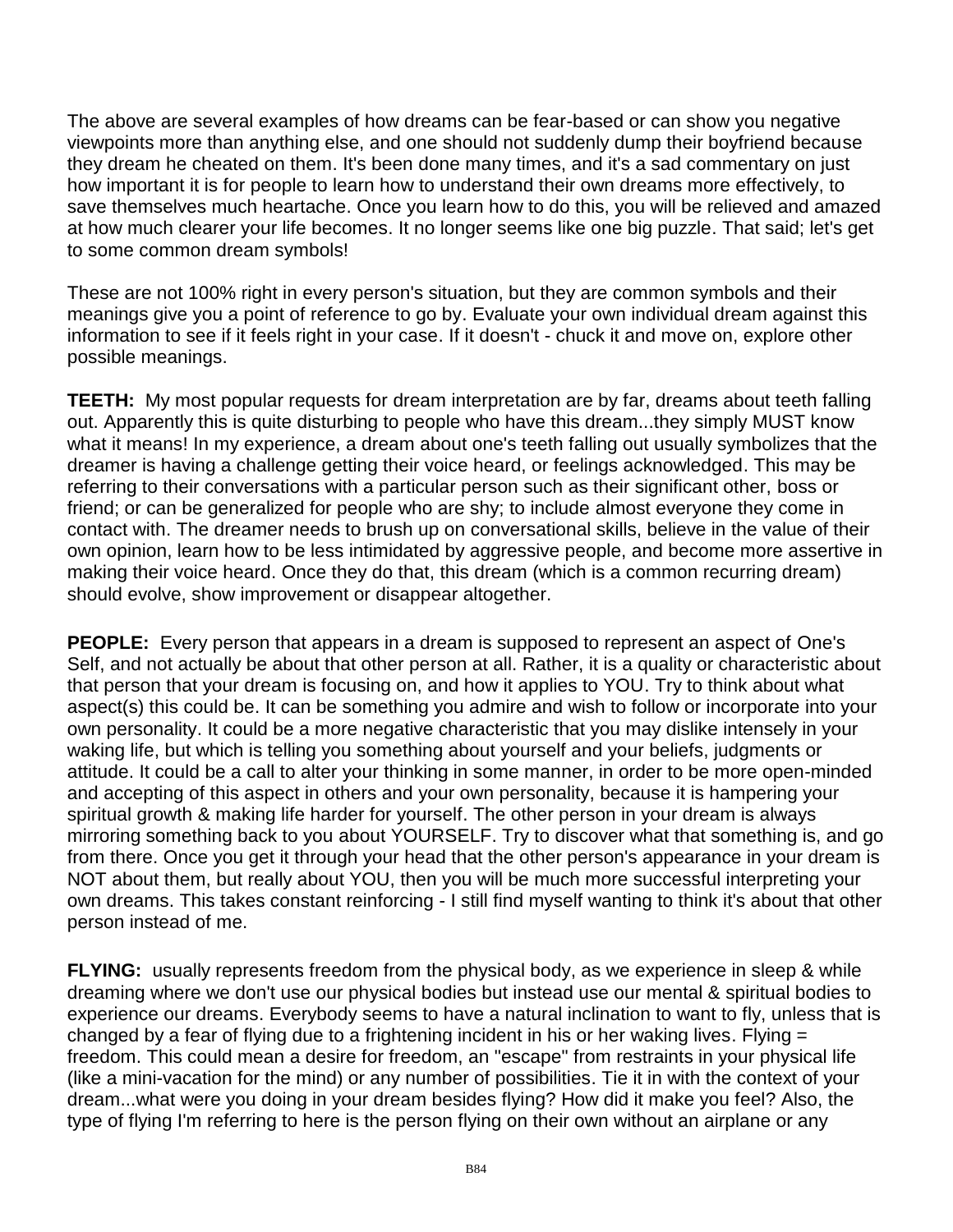The above are several examples of how dreams can be fear-based or can show you negative viewpoints more than anything else, and one should not suddenly dump their boyfriend because they dream he cheated on them. It's been done many times, and it's a sad commentary on just how important it is for people to learn how to understand their own dreams more effectively, to save themselves much heartache. Once you learn how to do this, you will be relieved and amazed at how much clearer your life becomes. It no longer seems like one big puzzle. That said; let's get to some common dream symbols!

These are not 100% right in every person's situation, but they are common symbols and their meanings give you a point of reference to go by. Evaluate your own individual dream against this information to see if it feels right in your case. If it doesn't - chuck it and move on, explore other possible meanings.

**TEETH:** My most popular requests for dream interpretation are by far, dreams about teeth falling out. Apparently this is quite disturbing to people who have this dream...they simply MUST know what it means! In my experience, a dream about one's teeth falling out usually symbolizes that the dreamer is having a challenge getting their voice heard, or feelings acknowledged. This may be referring to their conversations with a particular person such as their significant other, boss or friend; or can be generalized for people who are shy; to include almost everyone they come in contact with. The dreamer needs to brush up on conversational skills, believe in the value of their own opinion, learn how to be less intimidated by aggressive people, and become more assertive in making their voice heard. Once they do that, this dream (which is a common recurring dream) should evolve, show improvement or disappear altogether.

**PEOPLE:** Every person that appears in a dream is supposed to represent an aspect of One's Self, and not actually be about that other person at all. Rather, it is a quality or characteristic about that person that your dream is focusing on, and how it applies to YOU. Try to think about what aspect(s) this could be. It can be something you admire and wish to follow or incorporate into your own personality. It could be a more negative characteristic that you may dislike intensely in your waking life, but which is telling you something about yourself and your beliefs, judgments or attitude. It could be a call to alter your thinking in some manner, in order to be more open-minded and accepting of this aspect in others and your own personality, because it is hampering your spiritual growth & making life harder for yourself. The other person in your dream is always mirroring something back to you about YOURSELF. Try to discover what that something is, and go from there. Once you get it through your head that the other person's appearance in your dream is NOT about them, but really about YOU, then you will be much more successful interpreting your own dreams. This takes constant reinforcing - I still find myself wanting to think it's about that other person instead of me.

**FLYING:** usually represents freedom from the physical body, as we experience in sleep & while dreaming where we don't use our physical bodies but instead use our mental & spiritual bodies to experience our dreams. Everybody seems to have a natural inclination to want to fly, unless that is changed by a fear of flying due to a frightening incident in his or her waking lives. Flying = freedom. This could mean a desire for freedom, an "escape" from restraints in your physical life (like a mini-vacation for the mind) or any number of possibilities. Tie it in with the context of your dream...what were you doing in your dream besides flying? How did it make you feel? Also, the type of flying I'm referring to here is the person flying on their own without an airplane or any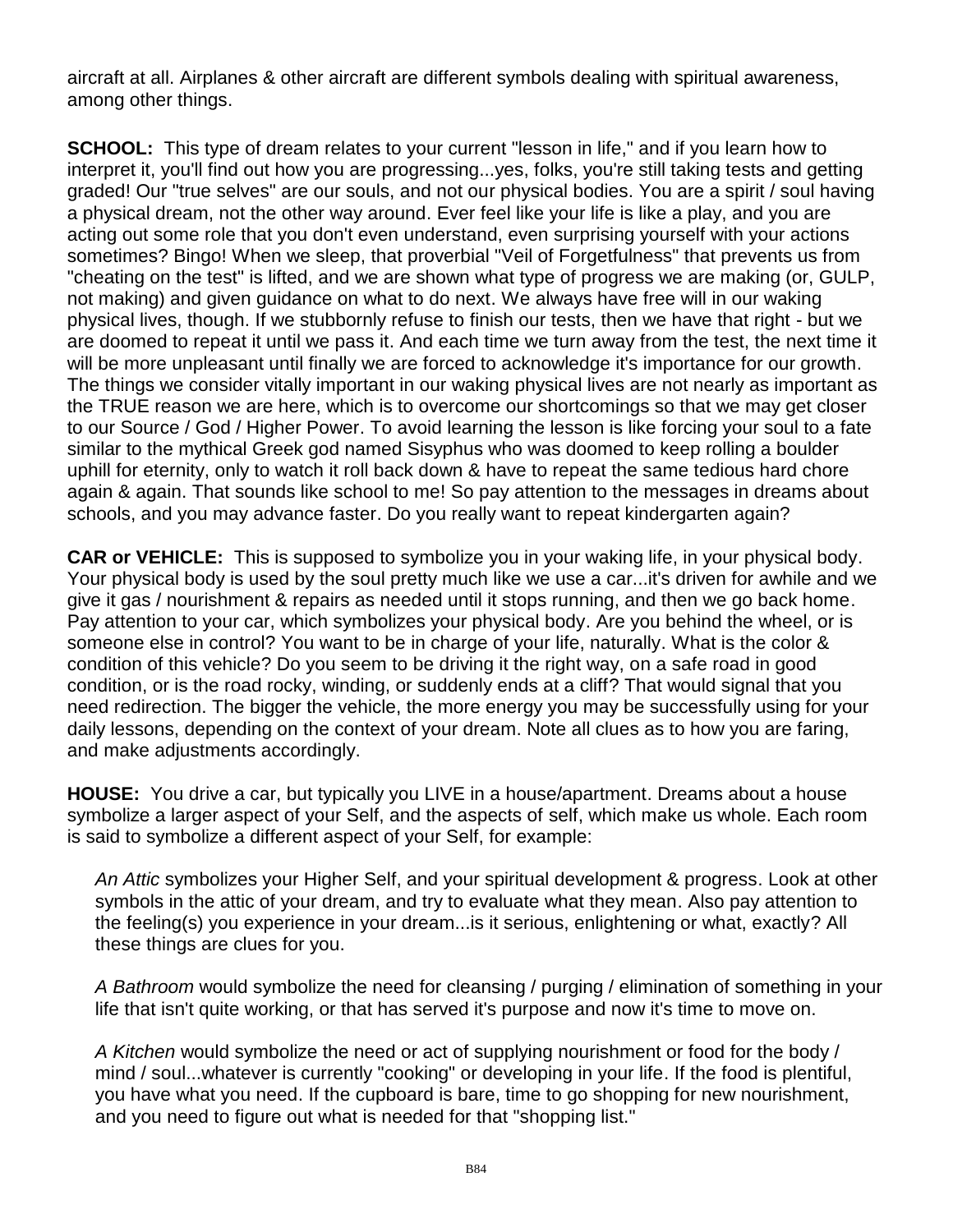aircraft at all. Airplanes & other aircraft are different symbols dealing with spiritual awareness, among other things.

**SCHOOL:** This type of dream relates to your current "lesson in life," and if you learn how to interpret it, you'll find out how you are progressing...yes, folks, you're still taking tests and getting graded! Our "true selves" are our souls, and not our physical bodies. You are a spirit / soul having a physical dream, not the other way around. Ever feel like your life is like a play, and you are acting out some role that you don't even understand, even surprising yourself with your actions sometimes? Bingo! When we sleep, that proverbial "Veil of Forgetfulness" that prevents us from "cheating on the test" is lifted, and we are shown what type of progress we are making (or, GULP, not making) and given guidance on what to do next. We always have free will in our waking physical lives, though. If we stubbornly refuse to finish our tests, then we have that right - but we are doomed to repeat it until we pass it. And each time we turn away from the test, the next time it will be more unpleasant until finally we are forced to acknowledge it's importance for our growth. The things we consider vitally important in our waking physical lives are not nearly as important as the TRUE reason we are here, which is to overcome our shortcomings so that we may get closer to our Source / God / Higher Power. To avoid learning the lesson is like forcing your soul to a fate similar to the mythical Greek god named Sisyphus who was doomed to keep rolling a boulder uphill for eternity, only to watch it roll back down & have to repeat the same tedious hard chore again & again. That sounds like school to me! So pay attention to the messages in dreams about schools, and you may advance faster. Do you really want to repeat kindergarten again?

**CAR or VEHICLE:** This is supposed to symbolize you in your waking life, in your physical body. Your physical body is used by the soul pretty much like we use a car...it's driven for awhile and we give it gas / nourishment & repairs as needed until it stops running, and then we go back home. Pay attention to your car, which symbolizes your physical body. Are you behind the wheel, or is someone else in control? You want to be in charge of your life, naturally. What is the color & condition of this vehicle? Do you seem to be driving it the right way, on a safe road in good condition, or is the road rocky, winding, or suddenly ends at a cliff? That would signal that you need redirection. The bigger the vehicle, the more energy you may be successfully using for your daily lessons, depending on the context of your dream. Note all clues as to how you are faring, and make adjustments accordingly.

**HOUSE:** You drive a car, but typically you LIVE in a house/apartment. Dreams about a house symbolize a larger aspect of your Self, and the aspects of self, which make us whole. Each room is said to symbolize a different aspect of your Self, for example:

*An Attic* symbolizes your Higher Self, and your spiritual development & progress. Look at other symbols in the attic of your dream, and try to evaluate what they mean. Also pay attention to the feeling(s) you experience in your dream...is it serious, enlightening or what, exactly? All these things are clues for you.

*A Bathroom* would symbolize the need for cleansing / purging / elimination of something in your life that isn't quite working, or that has served it's purpose and now it's time to move on.

*A Kitchen* would symbolize the need or act of supplying nourishment or food for the body / mind / soul...whatever is currently "cooking" or developing in your life. If the food is plentiful, you have what you need. If the cupboard is bare, time to go shopping for new nourishment, and you need to figure out what is needed for that "shopping list."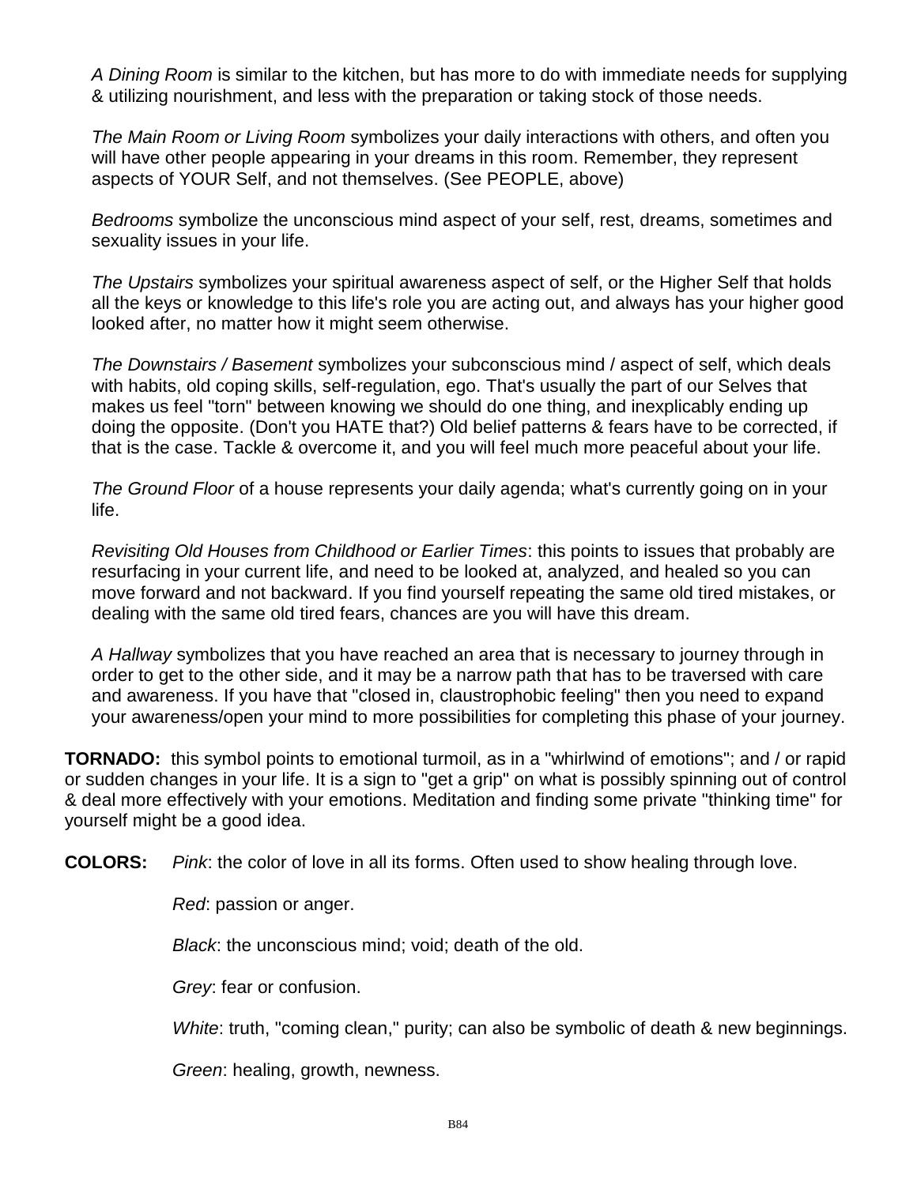*A Dining Room* is similar to the kitchen, but has more to do with immediate needs for supplying & utilizing nourishment, and less with the preparation or taking stock of those needs.

*The Main Room or Living Room* symbolizes your daily interactions with others, and often you will have other people appearing in your dreams in this room. Remember, they represent aspects of YOUR Self, and not themselves. (See PEOPLE, above)

*Bedrooms* symbolize the unconscious mind aspect of your self, rest, dreams, sometimes and sexuality issues in your life.

*The Upstairs* symbolizes your spiritual awareness aspect of self, or the Higher Self that holds all the keys or knowledge to this life's role you are acting out, and always has your higher good looked after, no matter how it might seem otherwise.

*The Downstairs / Basement* symbolizes your subconscious mind / aspect of self, which deals with habits, old coping skills, self-regulation, ego. That's usually the part of our Selves that makes us feel "torn" between knowing we should do one thing, and inexplicably ending up doing the opposite. (Don't you HATE that?) Old belief patterns & fears have to be corrected, if that is the case. Tackle & overcome it, and you will feel much more peaceful about your life.

*The Ground Floor* of a house represents your daily agenda; what's currently going on in your life.

*Revisiting Old Houses from Childhood or Earlier Times*: this points to issues that probably are resurfacing in your current life, and need to be looked at, analyzed, and healed so you can move forward and not backward. If you find yourself repeating the same old tired mistakes, or dealing with the same old tired fears, chances are you will have this dream.

*A Hallway* symbolizes that you have reached an area that is necessary to journey through in order to get to the other side, and it may be a narrow path that has to be traversed with care and awareness. If you have that "closed in, claustrophobic feeling" then you need to expand your awareness/open your mind to more possibilities for completing this phase of your journey.

**TORNADO:** this symbol points to emotional turmoil, as in a "whirlwind of emotions"; and / or rapid or sudden changes in your life. It is a sign to "get a grip" on what is possibly spinning out of control & deal more effectively with your emotions. Meditation and finding some private "thinking time" for yourself might be a good idea.

**COLORS:** *Pink*: the color of love in all its forms. Often used to show healing through love.

*Red*: passion or anger.

*Black*: the unconscious mind; void; death of the old.

*Grey*: fear or confusion.

*White*: truth, "coming clean," purity; can also be symbolic of death & new beginnings.

*Green*: healing, growth, newness.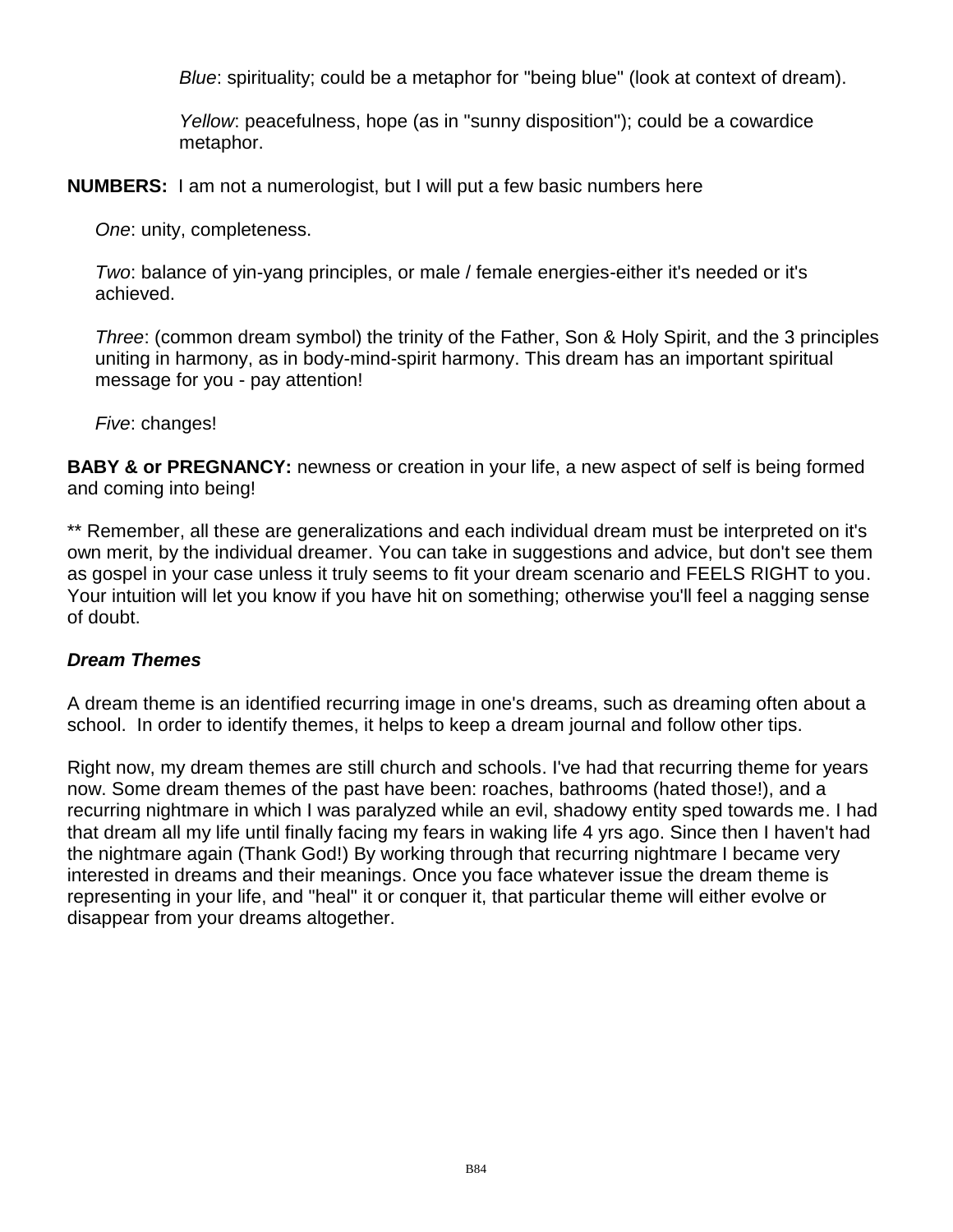*Blue*: spirituality; could be a metaphor for "being blue" (look at context of dream).

*Yellow*: peacefulness, hope (as in "sunny disposition"); could be a cowardice metaphor.

**NUMBERS:** I am not a numerologist, but I will put a few basic numbers here

*One*: unity, completeness.

*Two*: balance of yin-yang principles, or male / female energies-either it's needed or it's achieved.

*Three*: (common dream symbol) the trinity of the Father, Son & Holy Spirit, and the 3 principles uniting in harmony, as in body-mind-spirit harmony. This dream has an important spiritual message for you - pay attention!

*Five*: changes!

**BABY & or PREGNANCY:** newness or creation in your life, a new aspect of self is being formed and coming into being!

** Remember, all these are generalizations and each individual dream must be interpreted on it's own merit, by the individual dreamer. You can take in suggestions and advice, but don't see them as gospel in your case unless it truly seems to fit your dream scenario and FEELS RIGHT to you. Your intuition will let you know if you have hit on something; otherwise you'll feel a nagging sense of doubt.

### ***Dream Themes***

A dream theme is an identified recurring image in one's dreams, such as dreaming often about a school. In order to identify themes, it helps to keep a dream journal and follow other tips.

Right now, my dream themes are still church and schools. I've had that recurring theme for years now. Some dream themes of the past have been: roaches, bathrooms (hated those!), and a recurring nightmare in which I was paralyzed while an evil, shadowy entity sped towards me. I had that dream all my life until finally facing my fears in waking life 4 yrs ago. Since then I haven't had the nightmare again (Thank God!) By working through that recurring nightmare I became very interested in dreams and their meanings. Once you face whatever issue the dream theme is representing in your life, and "heal" it or conquer it, that particular theme will either evolve or disappear from your dreams altogether.